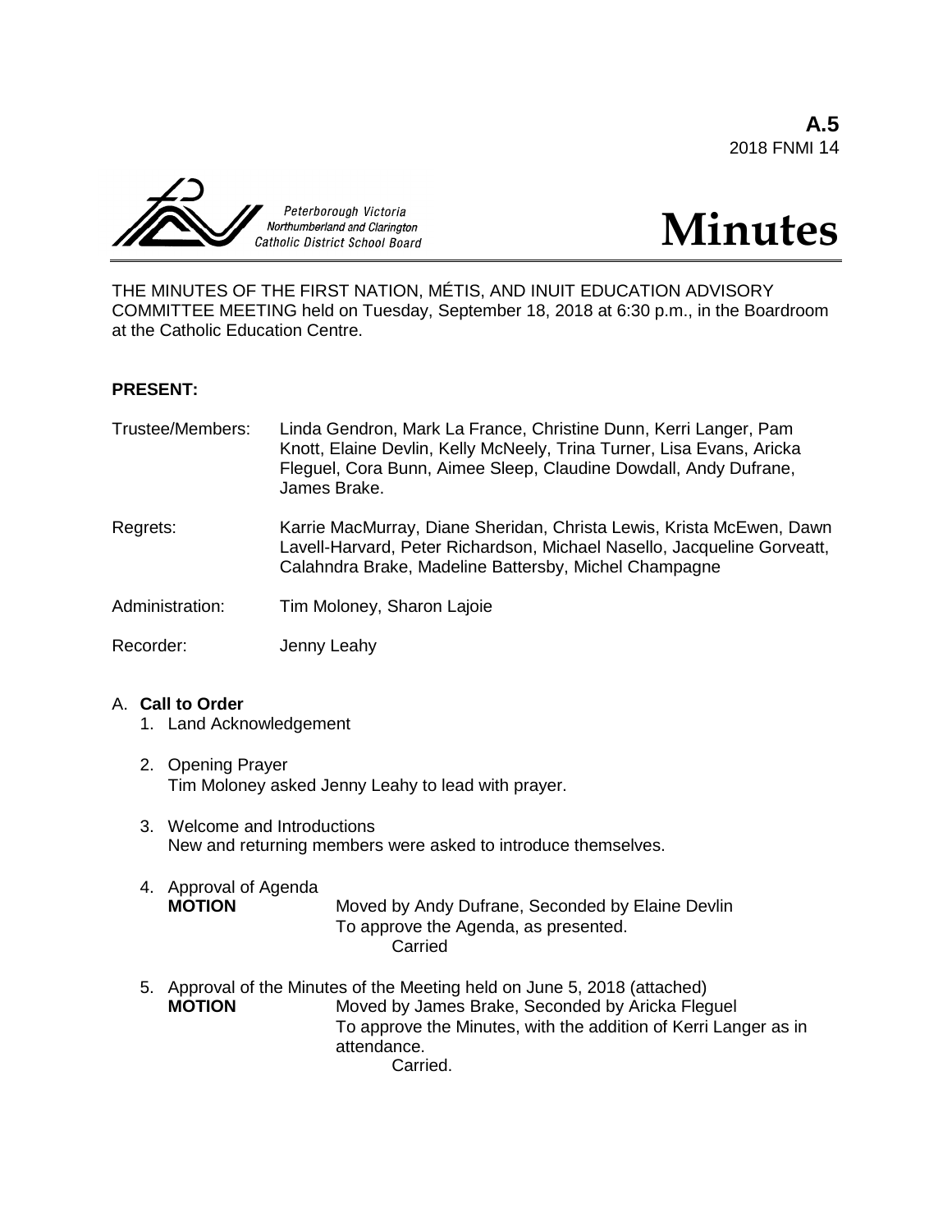**A.5**
2018 FNMI 14

Peterborough Victoria Northumberland and Clarington Catholic District School Board

# Minutes

THE MINUTES OF THE FIRST NATION, MÉTIS, AND INUIT EDUCATION ADVISORY COMMITTEE MEETING held on Tuesday, September 18, 2018 at 6:30 p.m., in the Boardroom at the Catholic Education Centre.

**PRESENT:**

Trustee/Members: Linda Gendron, Mark La France, Christine Dunn, Kerri Langer, Pam Knott, Elaine Devlin, Kelly McNeely, Trina Turner, Lisa Evans, Aricka Fleguel, Cora Bunn, Aimee Sleep, Claudine Dowdall, Andy Dufrane, James Brake.

Regrets: Karrie MacMurray, Diane Sheridan, Christa Lewis, Krista McEwen, Dawn Lavell-Harvard, Peter Richardson, Michael Nasello, Jacqueline Gorveatt, Calahndra Brake, Madeline Battersby, Michel Champagne

Administration: Tim Moloney, Sharon Lajoie

Recorder: Jenny Leahy

A. **Call to Order**

1. Land Acknowledgement

2. Opening Prayer
   Tim Moloney asked Jenny Leahy to lead with prayer.

3. Welcome and Introductions
   New and returning members were asked to introduce themselves.

4. Approval of Agenda
   **MOTION** Moved by Andy Dufrane, Seconded by Elaine Devlin
   To approve the Agenda, as presented.
   Carried

5. Approval of the Minutes of the Meeting held on June 5, 2018 (attached)
   **MOTION** Moved by James Brake, Seconded by Aricka Fleguel
   To approve the Minutes, with the addition of Kerri Langer as in attendance.
   Carried.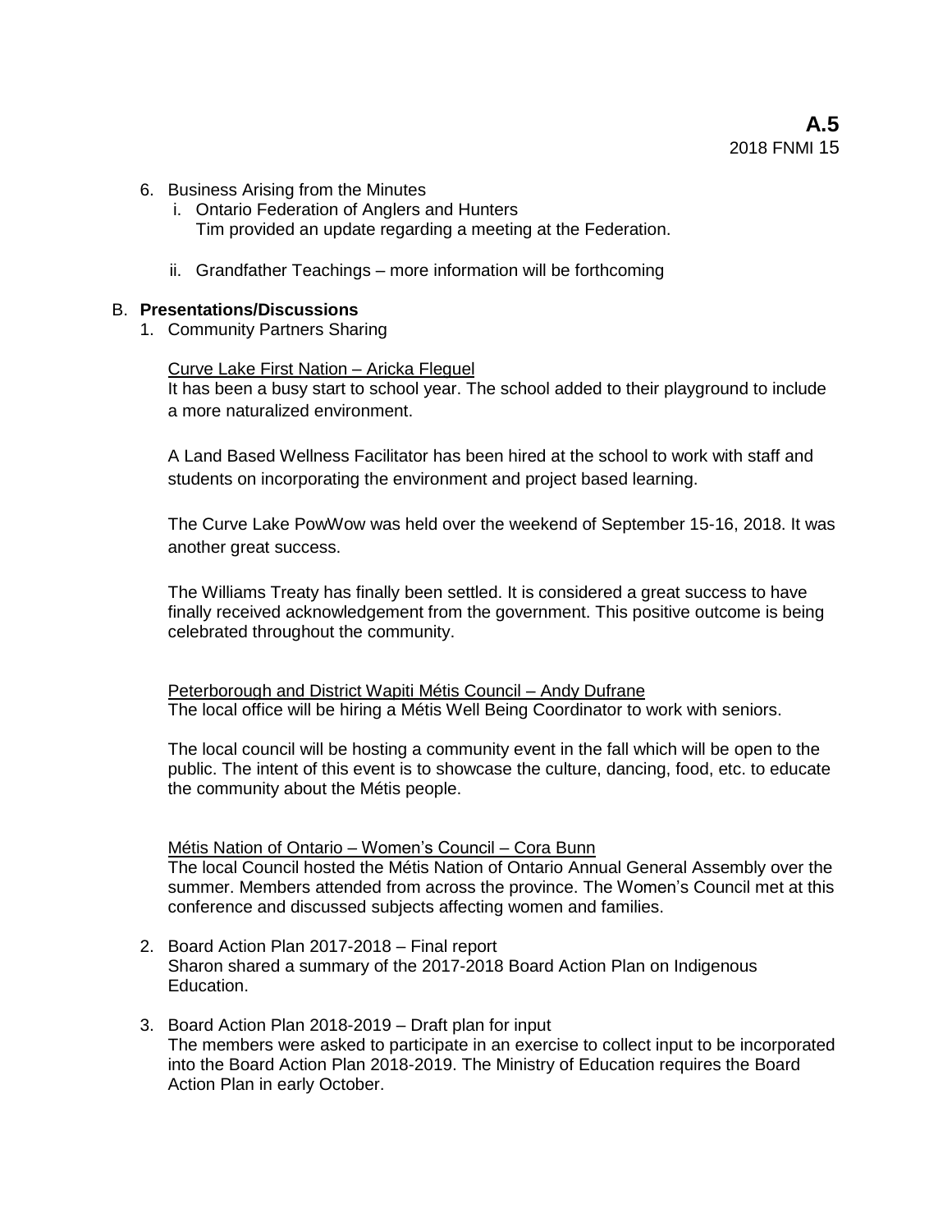6. Business Arising from the Minutes
   i. Ontario Federation of Anglers and Hunters
      Tim provided an update regarding a meeting at the Federation.

   ii. Grandfather Teachings – more information will be forthcoming

B. **Presentations/Discussions**

1. Community Partners Sharing

   Curve Lake First Nation – Aricka Flequel
   It has been a busy start to school year. The school added to their playground to include a more naturalized environment.

   A Land Based Wellness Facilitator has been hired at the school to work with staff and students on incorporating the environment and project based learning.

   The Curve Lake PowWow was held over the weekend of September 15-16, 2018. It was another great success.

   The Williams Treaty has finally been settled. It is considered a great success to have finally received acknowledgement from the government. This positive outcome is being celebrated throughout the community.

   Peterborough and District Wapiti Métis Council – Andy Dufrane
   The local office will be hiring a Métis Well Being Coordinator to work with seniors.

   The local council will be hosting a community event in the fall which will be open to the public. The intent of this event is to showcase the culture, dancing, food, etc. to educate the community about the Métis people.

   Métis Nation of Ontario – Women's Council – Cora Bunn
   The local Council hosted the Métis Nation of Ontario Annual General Assembly over the summer. Members attended from across the province. The Women's Council met at this conference and discussed subjects affecting women and families.

2. Board Action Plan 2017-2018 – Final report
   Sharon shared a summary of the 2017-2018 Board Action Plan on Indigenous Education.

3. Board Action Plan 2018-2019 – Draft plan for input
   The members were asked to participate in an exercise to collect input to be incorporated into the Board Action Plan 2018-2019. The Ministry of Education requires the Board Action Plan in early October.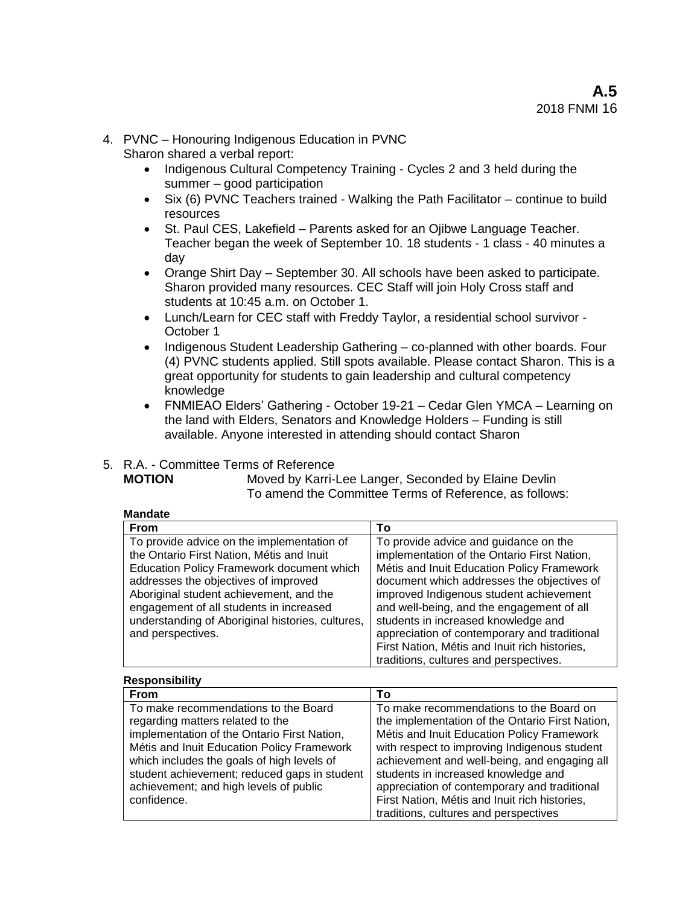4. PVNC – Honouring Indigenous Education in PVNC
   Sharon shared a verbal report:
   - Indigenous Cultural Competency Training - Cycles 2 and 3 held during the summer – good participation
   - Six (6) PVNC Teachers trained - Walking the Path Facilitator – continue to build resources
   - St. Paul CES, Lakefield – Parents asked for an Ojibwe Language Teacher. Teacher began the week of September 10. 18 students - 1 class - 40 minutes a day
   - Orange Shirt Day – September 30. All schools have been asked to participate. Sharon provided many resources. CEC Staff will join Holy Cross staff and students at 10:45 a.m. on October 1.
   - Lunch/Learn for CEC staff with Freddy Taylor, a residential school survivor - October 1
   - Indigenous Student Leadership Gathering – co-planned with other boards. Four (4) PVNC students applied. Still spots available. Please contact Sharon. This is a great opportunity for students to gain leadership and cultural competency knowledge
   - FNMIEAO Elders' Gathering - October 19-21 – Cedar Glen YMCA – Learning on the land with Elders, Senators and Knowledge Holders – Funding is still available. Anyone interested in attending should contact Sharon

5. R.A. - Committee Terms of Reference
   **MOTION** Moved by Karri-Lee Langer, Seconded by Elaine Devlin
   To amend the Committee Terms of Reference, as follows:

**Mandate**

| From | To |
|---|---|
| To provide advice on the implementation of the Ontario First Nation, Métis and Inuit Education Policy Framework document which addresses the objectives of improved Aboriginal student achievement, and the engagement of all students in increased understanding of Aboriginal histories, cultures, and perspectives. | To provide advice and guidance on the implementation of the Ontario First Nation, Métis and Inuit Education Policy Framework document which addresses the objectives of improved Indigenous student achievement and well-being, and the engagement of all students in increased knowledge and appreciation of contemporary and traditional First Nation, Métis and Inuit rich histories, traditions, cultures and perspectives. |

**Responsibility**

| From | To |
|---|---|
| To make recommendations to the Board regarding matters related to the implementation of the Ontario First Nation, Métis and Inuit Education Policy Framework which includes the goals of high levels of student achievement; reduced gaps in student achievement; and high levels of public confidence. | To make recommendations to the Board on the implementation of the Ontario First Nation, Métis and Inuit Education Policy Framework with respect to improving Indigenous student achievement and well-being, and engaging all students in increased knowledge and appreciation of contemporary and traditional First Nation, Métis and Inuit rich histories, traditions, cultures and perspectives |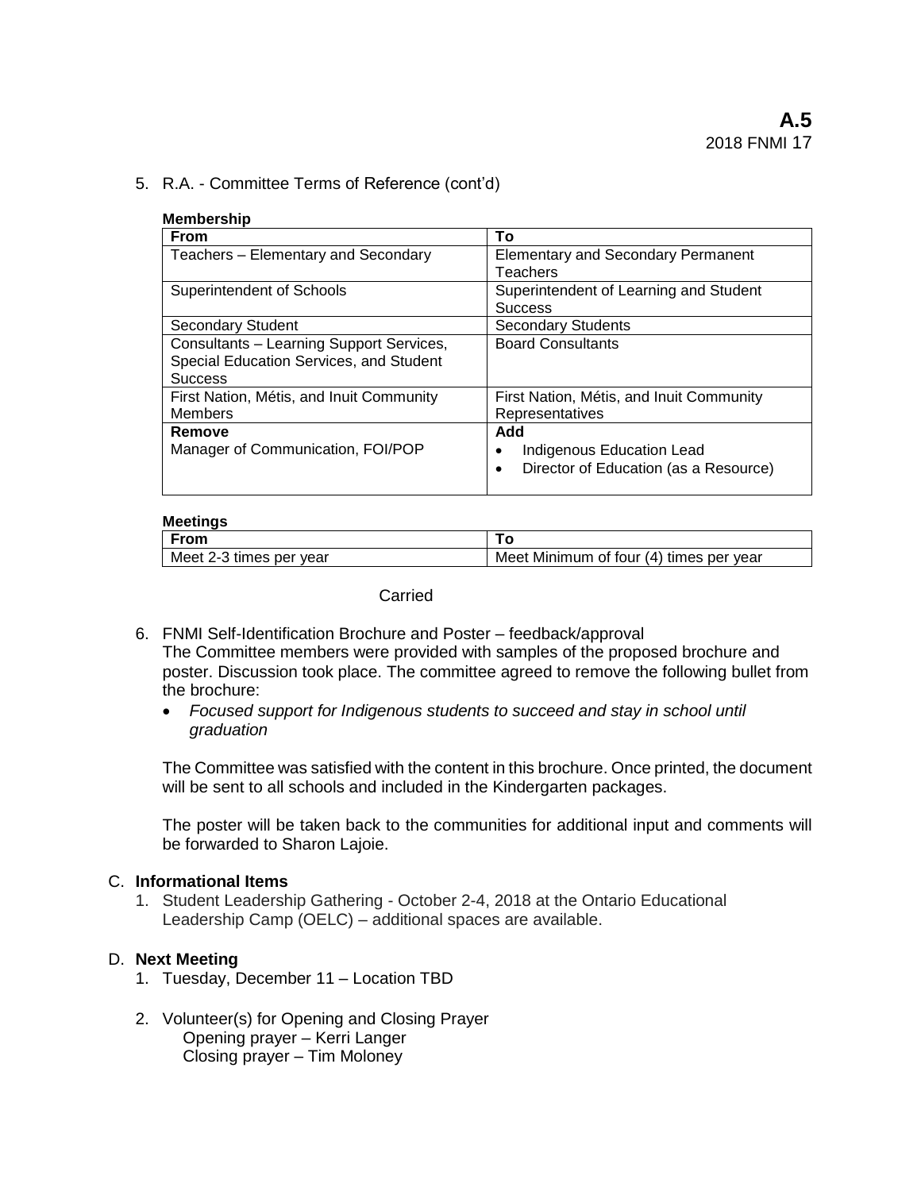**A.5**
2018 FNMI 17

5. R.A. - Committee Terms of Reference (cont'd)

**Membership**

| From | To |
|---|---|
| Teachers – Elementary and Secondary | Elementary and Secondary Permanent Teachers |
| Superintendent of Schools | Superintendent of Learning and Student Success |
| Secondary Student | Secondary Students |
| Consultants – Learning Support Services, Special Education Services, and Student Success | Board Consultants |
| First Nation, Métis, and Inuit Community Members | First Nation, Métis, and Inuit Community Representatives |
| **Remove** Manager of Communication, FOI/POP | **Add** • Indigenous Education Lead • Director of Education (as a Resource) |

**Meetings**

| From | To |
|---|---|
| Meet 2-3 times per year | Meet Minimum of four (4) times per year |

Carried

6. FNMI Self-Identification Brochure and Poster – feedback/approval
   The Committee members were provided with samples of the proposed brochure and poster. Discussion took place. The committee agreed to remove the following bullet from the brochure:
   - *Focused support for Indigenous students to succeed and stay in school until graduation*

   The Committee was satisfied with the content in this brochure. Once printed, the document will be sent to all schools and included in the Kindergarten packages.

   The poster will be taken back to the communities for additional input and comments will be forwarded to Sharon Lajoie.

C. **Informational Items**

1. Student Leadership Gathering - October 2-4, 2018 at the Ontario Educational Leadership Camp (OELC) – additional spaces are available.

D. **Next Meeting**

1. Tuesday, December 11 – Location TBD

2. Volunteer(s) for Opening and Closing Prayer
   Opening prayer – Kerri Langer
   Closing prayer – Tim Moloney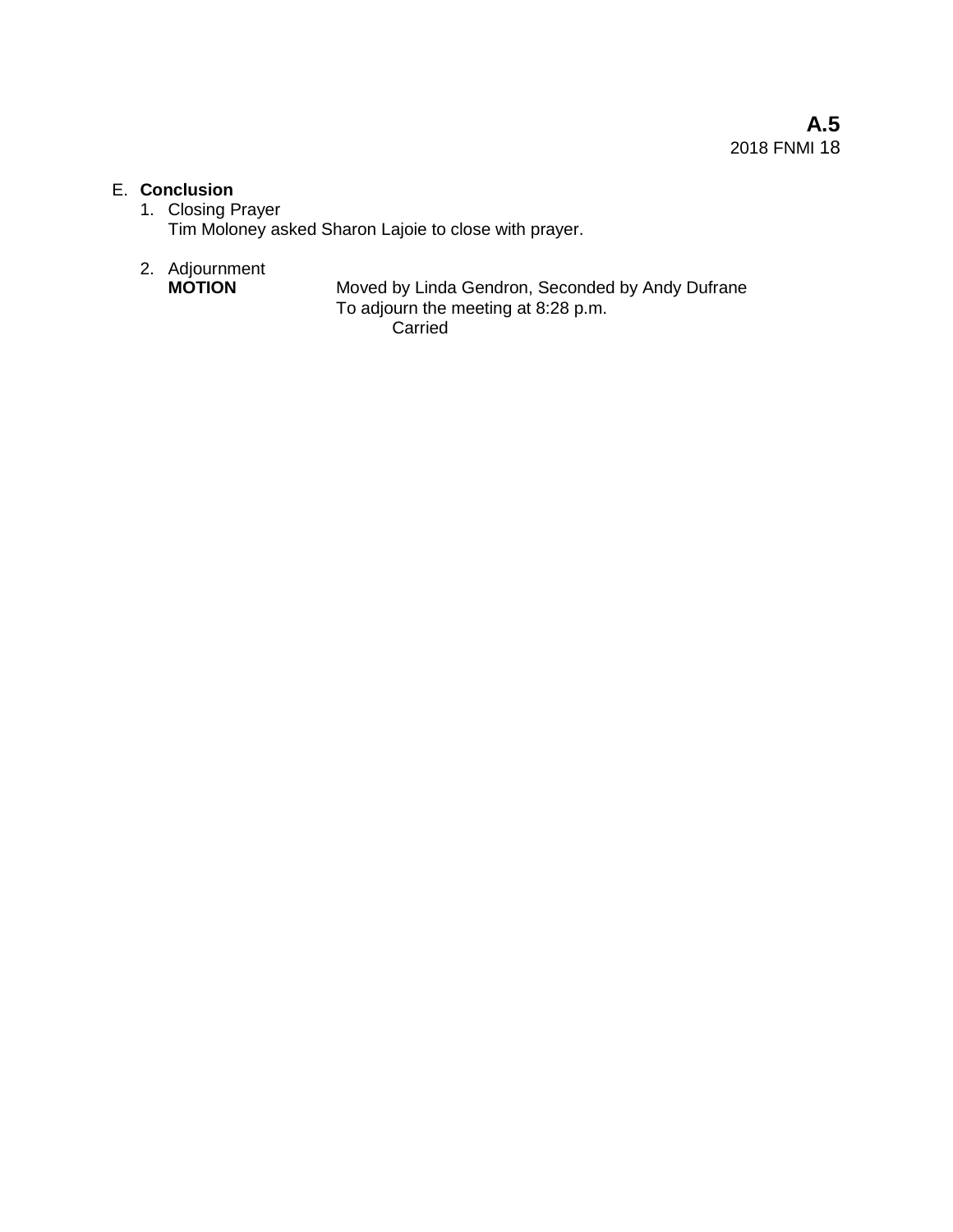E. **Conclusion**

1. Closing Prayer
   Tim Moloney asked Sharon Lajoie to close with prayer.

2. Adjournment
   **MOTION** Moved by Linda Gendron, Seconded by Andy Dufrane
   To adjourn the meeting at 8:28 p.m.
   Carried